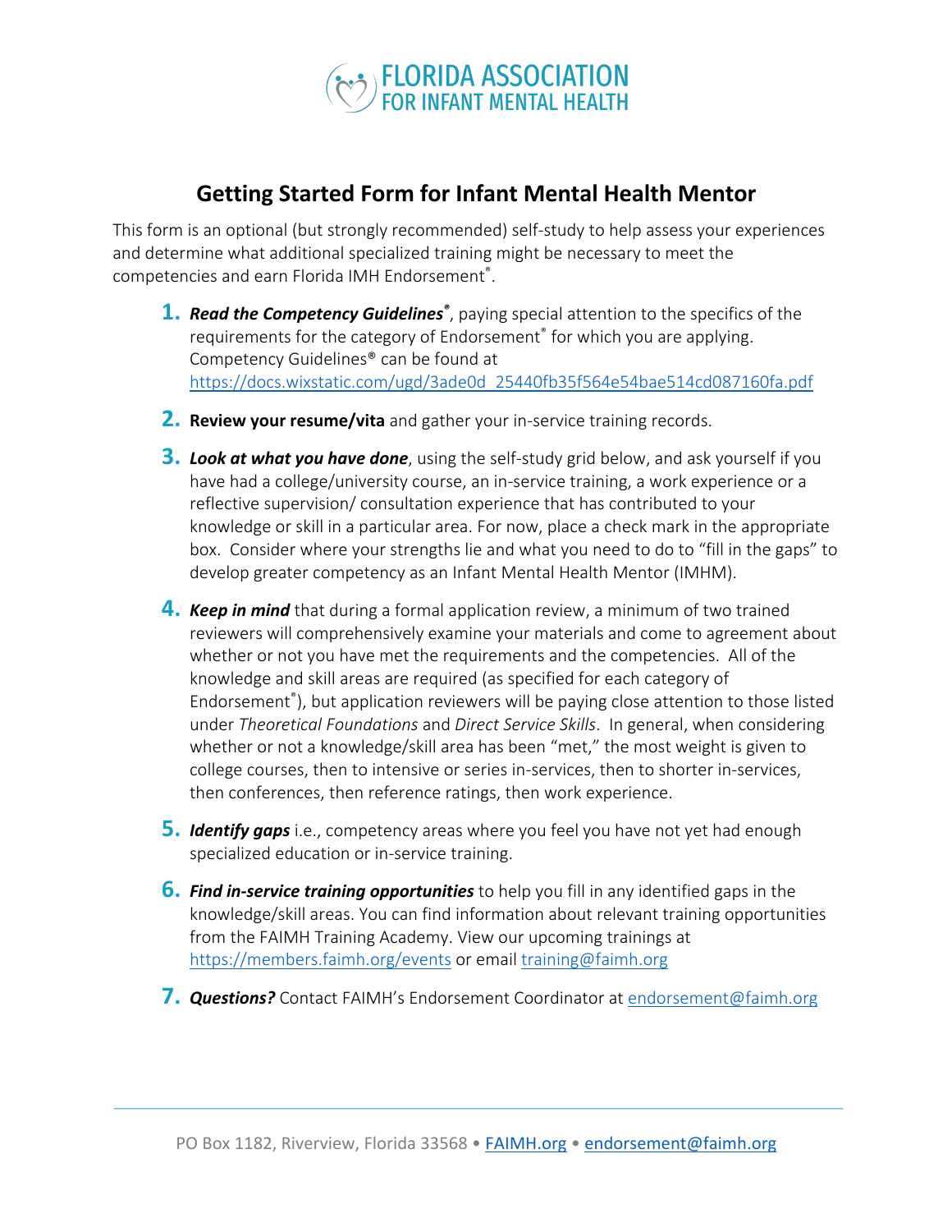FLORIDA ASSOCIATION FOR INFANT MENTAL HEALTH

# Getting Started Form for Infant Mental Health Mentor

This form is an optional (but strongly recommended) self-study to help assess your experiences and determine what additional specialized training might be necessary to meet the competencies and earn Florida IMH Endorsement®.

1. ***Read the Competency Guidelines®***, paying special attention to the specifics of the requirements for the category of Endorsement® for which you are applying. Competency Guidelines® can be found at https://docs.wixstatic.com/ugd/3ade0d_25440fb35f564e54bae514cd087160fa.pdf

2. **Review your resume/vita** and gather your in-service training records.

3. ***Look at what you have done***, using the self-study grid below, and ask yourself if you have had a college/university course, an in-service training, a work experience or a reflective supervision/ consultation experience that has contributed to your knowledge or skill in a particular area. For now, place a check mark in the appropriate box. Consider where your strengths lie and what you need to do to "fill in the gaps" to develop greater competency as an Infant Mental Health Mentor (IMHM).

4. ***Keep in mind*** that during a formal application review, a minimum of two trained reviewers will comprehensively examine your materials and come to agreement about whether or not you have met the requirements and the competencies. All of the knowledge and skill areas are required (as specified for each category of Endorsement®), but application reviewers will be paying close attention to those listed under *Theoretical Foundations* and *Direct Service Skills*. In general, when considering whether or not a knowledge/skill area has been "met," the most weight is given to college courses, then to intensive or series in-services, then to shorter in-services, then conferences, then reference ratings, then work experience.

5. ***Identify gaps*** i.e., competency areas where you feel you have not yet had enough specialized education or in-service training.

6. ***Find in-service training opportunities*** to help you fill in any identified gaps in the knowledge/skill areas. You can find information about relevant training opportunities from the FAIMH Training Academy. View our upcoming trainings at https://members.faimh.org/events or email training@faimh.org

7. ***Questions?*** Contact FAIMH's Endorsement Coordinator at endorsement@faimh.org

PO Box 1182, Riverview, Florida 33568 • FAIMH.org • endorsement@faimh.org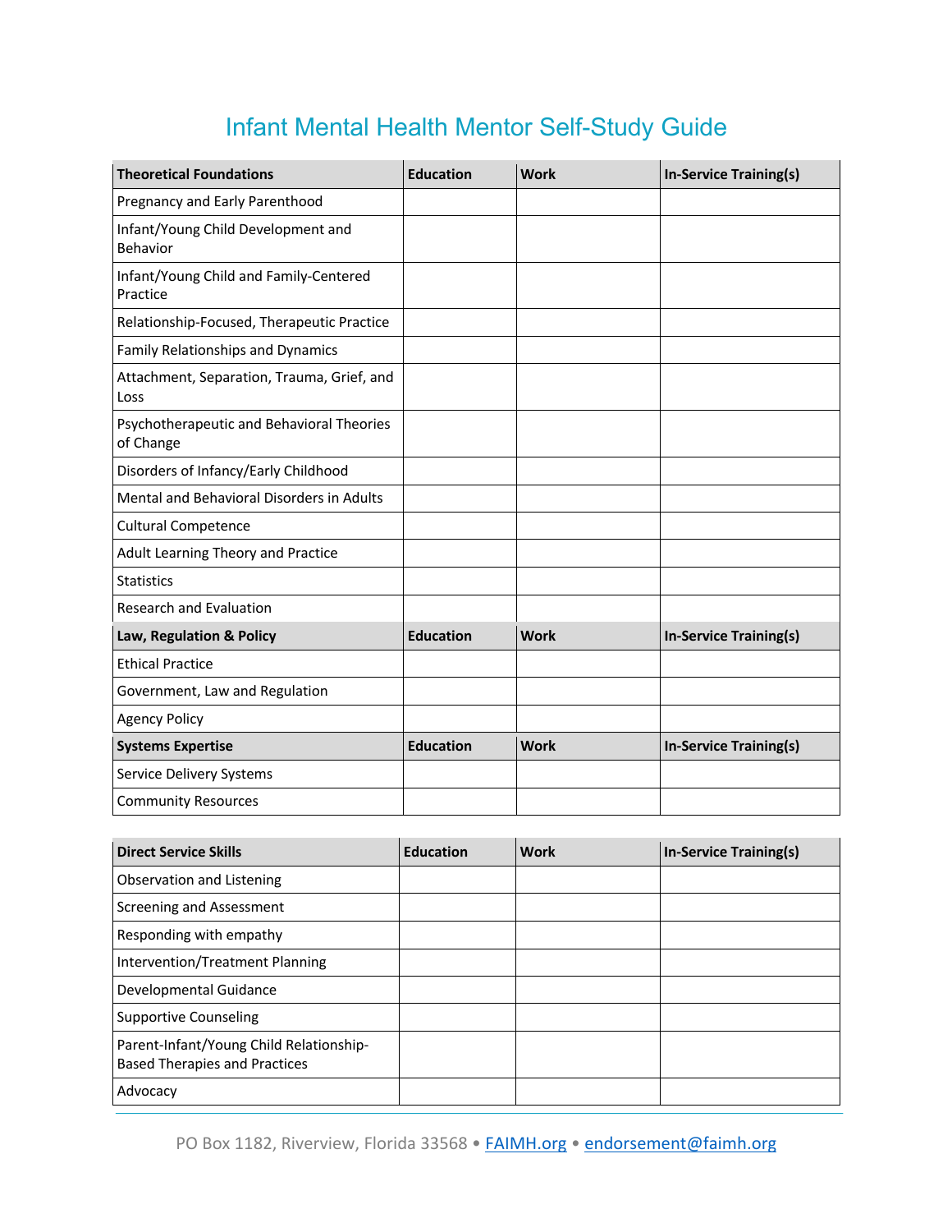# Infant Mental Health Mentor Self-Study Guide

| Theoretical Foundations | Education | Work | In-Service Training(s) |
|---|---|---|---|
| Pregnancy and Early Parenthood | | | |
| Infant/Young Child Development and Behavior | | | |
| Infant/Young Child and Family-Centered Practice | | | |
| Relationship-Focused, Therapeutic Practice | | | |
| Family Relationships and Dynamics | | | |
| Attachment, Separation, Trauma, Grief, and Loss | | | |
| Psychotherapeutic and Behavioral Theories of Change | | | |
| Disorders of Infancy/Early Childhood | | | |
| Mental and Behavioral Disorders in Adults | | | |
| Cultural Competence | | | |
| Adult Learning Theory and Practice | | | |
| Statistics | | | |
| Research and Evaluation | | | |
| **Law, Regulation & Policy** | **Education** | **Work** | **In-Service Training(s)** |
| Ethical Practice | | | |
| Government, Law and Regulation | | | |
| Agency Policy | | | |
| **Systems Expertise** | **Education** | **Work** | **In-Service Training(s)** |
| Service Delivery Systems | | | |
| Community Resources | | | |

| Direct Service Skills | Education | Work | In-Service Training(s) |
|---|---|---|---|
| Observation and Listening | | | |
| Screening and Assessment | | | |
| Responding with empathy | | | |
| Intervention/Treatment Planning | | | |
| Developmental Guidance | | | |
| Supportive Counseling | | | |
| Parent-Infant/Young Child Relationship-Based Therapies and Practices | | | |
| Advocacy | | | |

PO Box 1182, Riverview, Florida 33568 • FAIMH.org • endorsement@faimh.org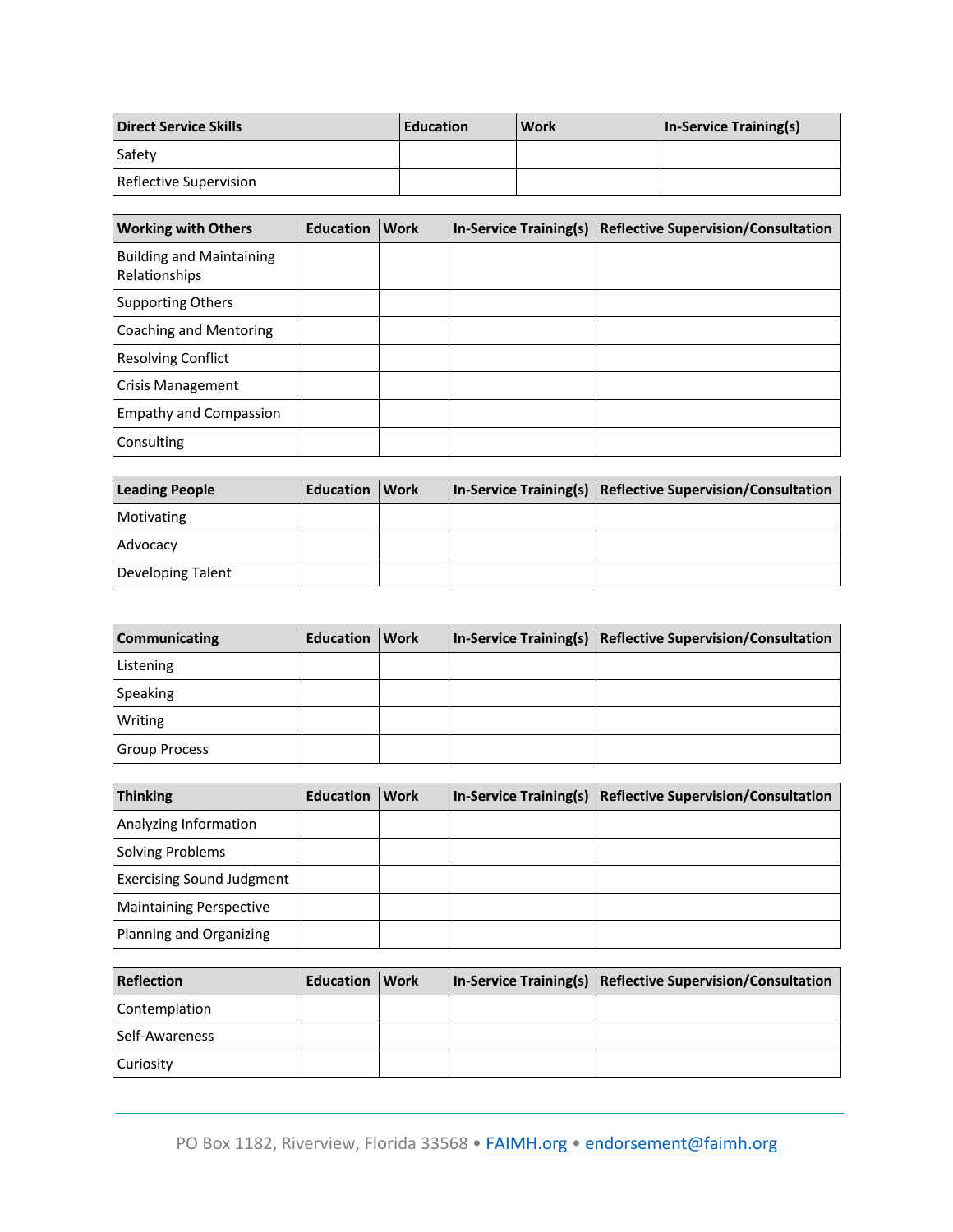| Direct Service Skills | Education | Work | In-Service Training(s) |
| --- | --- | --- | --- |
| Safety | | | |
| Reflective Supervision | | | |

| Working with Others | Education | Work | In-Service Training(s) | Reflective Supervision/Consultation |
| --- | --- | --- | --- | --- |
| Building and Maintaining Relationships | | | | |
| Supporting Others | | | | |
| Coaching and Mentoring | | | | |
| Resolving Conflict | | | | |
| Crisis Management | | | | |
| Empathy and Compassion | | | | |
| Consulting | | | | |

| Leading People | Education | Work | In-Service Training(s) | Reflective Supervision/Consultation |
| --- | --- | --- | --- | --- |
| Motivating | | | | |
| Advocacy | | | | |
| Developing Talent | | | | |

| Communicating | Education | Work | In-Service Training(s) | Reflective Supervision/Consultation |
| --- | --- | --- | --- | --- |
| Listening | | | | |
| Speaking | | | | |
| Writing | | | | |
| Group Process | | | | |

| Thinking | Education | Work | In-Service Training(s) | Reflective Supervision/Consultation |
| --- | --- | --- | --- | --- |
| Analyzing Information | | | | |
| Solving Problems | | | | |
| Exercising Sound Judgment | | | | |
| Maintaining Perspective | | | | |
| Planning and Organizing | | | | |

| Reflection | Education | Work | In-Service Training(s) | Reflective Supervision/Consultation |
| --- | --- | --- | --- | --- |
| Contemplation | | | | |
| Self-Awareness | | | | |
| Curiosity | | | | |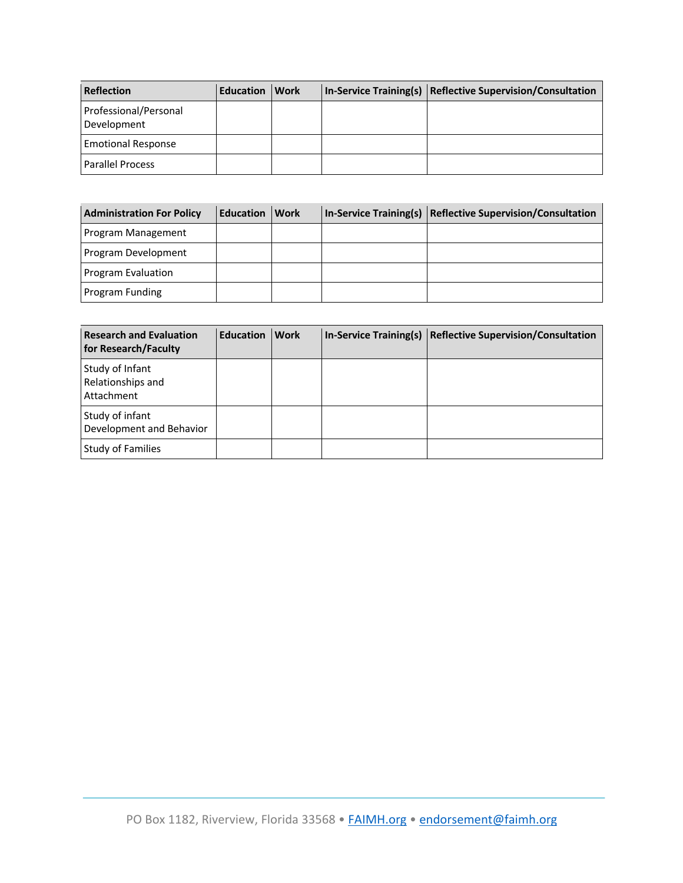| Reflection | Education | Work | In-Service Training(s) | Reflective Supervision/Consultation |
|---|---|---|---|---|
| Professional/Personal Development | | | | |
| Emotional Response | | | | |
| Parallel Process | | | | |

| Administration For Policy | Education | Work | In-Service Training(s) | Reflective Supervision/Consultation |
|---|---|---|---|---|
| Program Management | | | | |
| Program Development | | | | |
| Program Evaluation | | | | |
| Program Funding | | | | |

| Research and Evaluation for Research/Faculty | Education | Work | In-Service Training(s) | Reflective Supervision/Consultation |
|---|---|---|---|---|
| Study of Infant Relationships and Attachment | | | | |
| Study of infant Development and Behavior | | | | |
| Study of Families | | | | |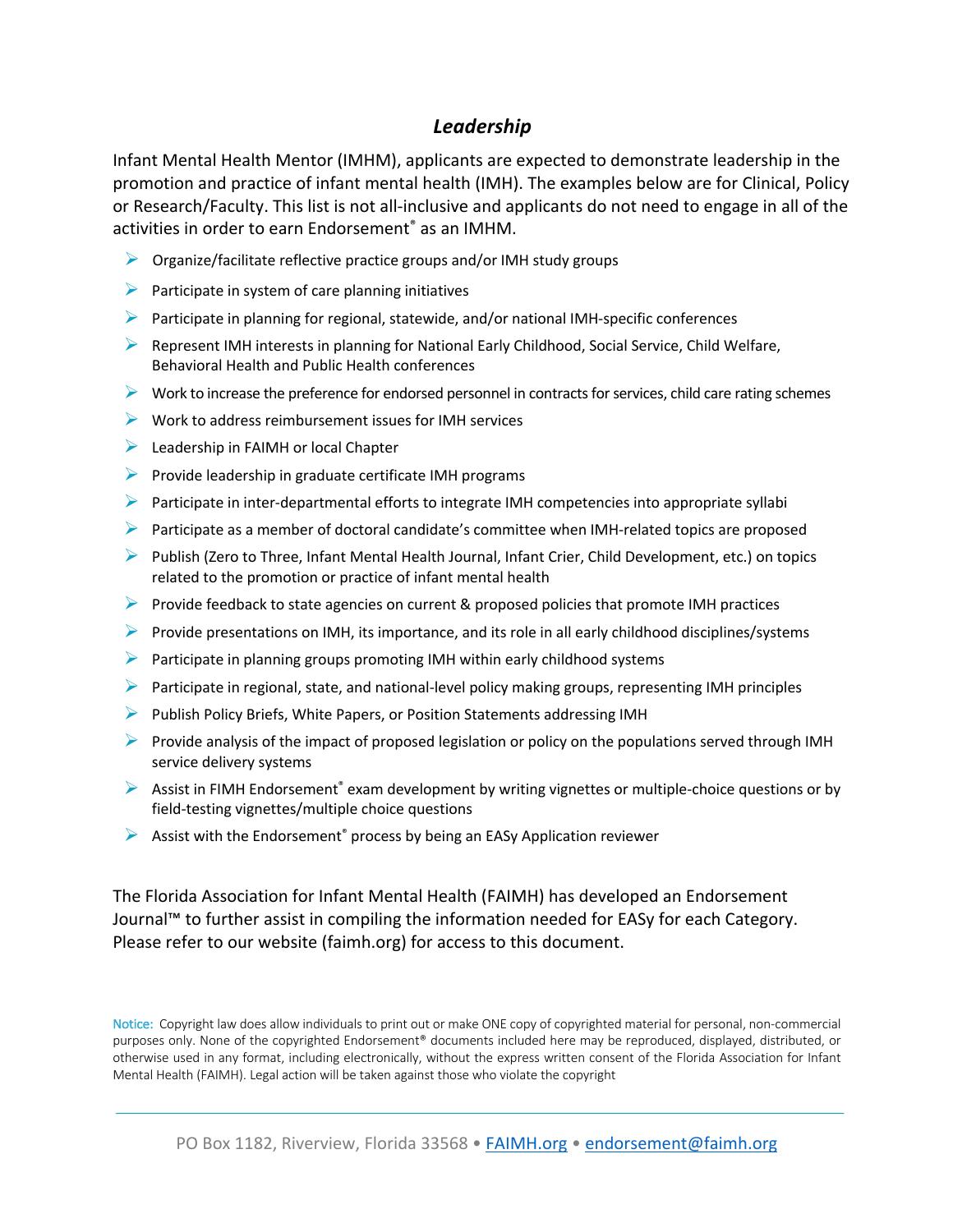## *Leadership*

Infant Mental Health Mentor (IMHM), applicants are expected to demonstrate leadership in the promotion and practice of infant mental health (IMH). The examples below are for Clinical, Policy or Research/Faculty. This list is not all-inclusive and applicants do not need to engage in all of the activities in order to earn Endorsement® as an IMHM.

- Organize/facilitate reflective practice groups and/or IMH study groups
- Participate in system of care planning initiatives
- Participate in planning for regional, statewide, and/or national IMH-specific conferences
- Represent IMH interests in planning for National Early Childhood, Social Service, Child Welfare, Behavioral Health and Public Health conferences
- Work to increase the preference for endorsed personnel in contracts for services, child care rating schemes
- Work to address reimbursement issues for IMH services
- Leadership in FAIMH or local Chapter
- Provide leadership in graduate certificate IMH programs
- Participate in inter-departmental efforts to integrate IMH competencies into appropriate syllabi
- Participate as a member of doctoral candidate's committee when IMH-related topics are proposed
- Publish (Zero to Three, Infant Mental Health Journal, Infant Crier, Child Development, etc.) on topics related to the promotion or practice of infant mental health
- Provide feedback to state agencies on current & proposed policies that promote IMH practices
- Provide presentations on IMH, its importance, and its role in all early childhood disciplines/systems
- Participate in planning groups promoting IMH within early childhood systems
- Participate in regional, state, and national-level policy making groups, representing IMH principles
- Publish Policy Briefs, White Papers, or Position Statements addressing IMH
- Provide analysis of the impact of proposed legislation or policy on the populations served through IMH service delivery systems
- Assist in FIMH Endorsement® exam development by writing vignettes or multiple-choice questions or by field-testing vignettes/multiple choice questions
- Assist with the Endorsement® process by being an EASy Application reviewer

The Florida Association for Infant Mental Health (FAIMH) has developed an Endorsement Journal™ to further assist in compiling the information needed for EASy for each Category. Please refer to our website (faimh.org) for access to this document.

Notice: Copyright law does allow individuals to print out or make ONE copy of copyrighted material for personal, non-commercial purposes only. None of the copyrighted Endorsement® documents included here may be reproduced, displayed, distributed, or otherwise used in any format, including electronically, without the express written consent of the Florida Association for Infant Mental Health (FAIMH). Legal action will be taken against those who violate the copyright

PO Box 1182, Riverview, Florida 33568 • FAIMH.org • endorsement@faimh.org